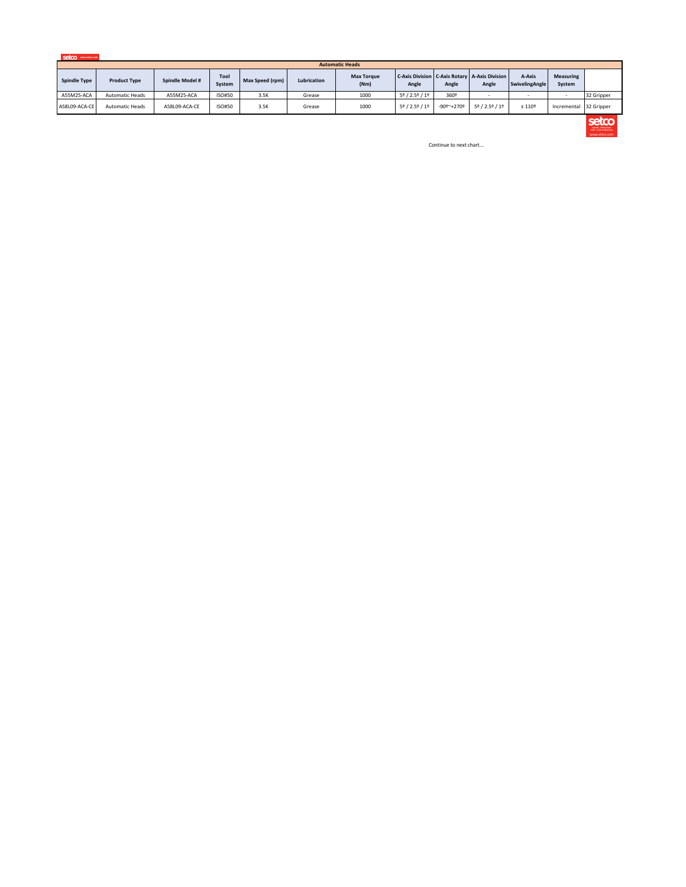| Automatic Heads | | | | | | | | | | | | |
|---|---|---|---|---|---|---|---|---|---|---|---|---|
| Spindle Type | Product Type | Spindle Model # | Tool System | Max Speed (rpm) | Lubrication | Max Torque (Nm) | C-Axis Division Angle | C-Axis Rotary Angle | A-Axis Division Angle | A-Axis SwivelingAngle | Measuring System | |
| A55M25-ACA | Automatic Heads | A55M25-ACA | ISO#50 | 3.5K | Grease | 1000 | 5º / 2.5º / 1º | 360º | - | - | - | 32 Gripper |
| A58L09-ACA-CE | Automatic Heads | A58L09-ACA-CE | ISO#50 | 3.5K | Grease | 1000 | 5º / 2.5º / 1º | -90º~+270º | 5º / 2.5º / 1º | ± 110º | Incremental | 32 Gripper |

Continue to next chart...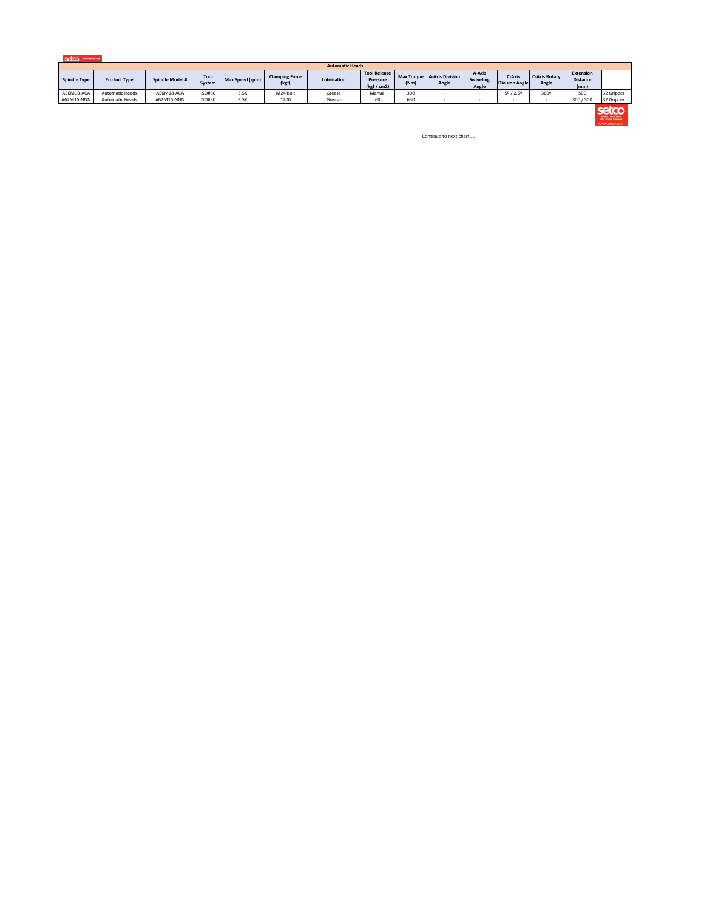| Automatic Heads | | | | | | | | | | | | | | |
|---|---|---|---|---|---|---|---|---|---|---|---|---|---|---|
| Spindle Type | Product Type | Spindle Model # | Tool System | Max Speed (rpm) | Clamping Force (kgf) | Lubrication | Tool Release Pressure (kgf / cm2) | Max Torque (Nm) | A-Axis Division Angle | A-Axis Swiveling Angle | C-Axis Division Angle | C-Axis Rotary Angle | Extension Distance (mm) | |
| A56M18-ACA | Automatic Heads | A56M18-ACA | ISO#50 | 3.5K | M24 Bolt | Grease | Manual | 300 | - | - | 5º / 2.5º | 360º | 500 | 32 Gripper |
| A62M15-NNN | Automatic Heads | A62M15-NNN | ISO#50 | 3.5K | 1200 | Grease | 60 | 650 | - | - | - | - | 300 / 500 | 32 Gripper |

Continue to next chart....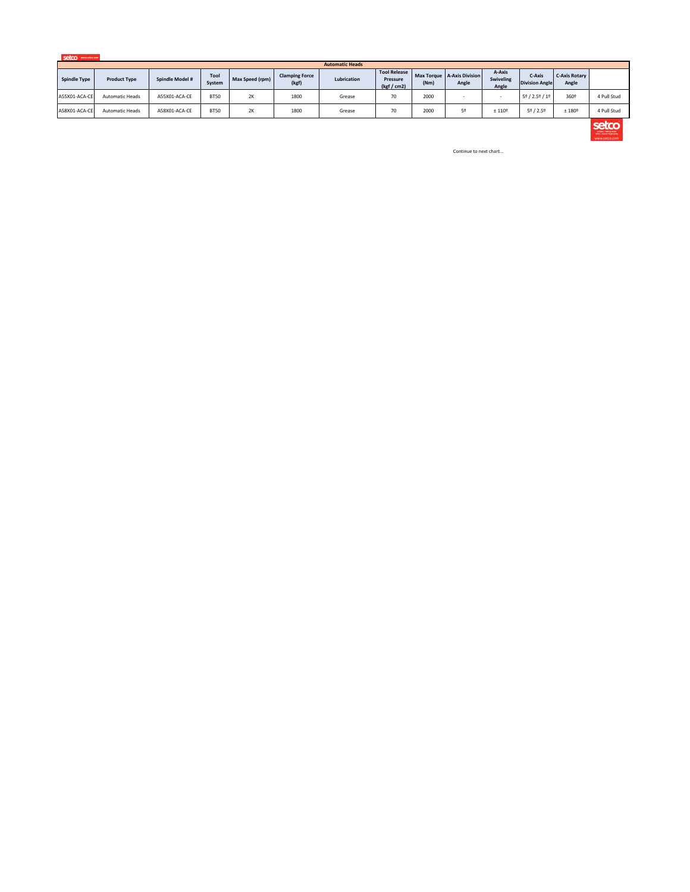| Automatic Heads | | | | | | | | | | | | | | |
|---|---|---|---|---|---|---|---|---|---|---|---|---|---|---|
| Spindle Type | Product Type | Spindle Model # | Tool System | Max Speed (rpm) | Clamping Force (kgf) | Lubrication | Tool Release Pressure (kgf / cm2) | Max Torque (Nm) | A-Axis Division Angle | A-Axis Swiveling Angle | C-Axis Division Angle | C-Axis Rotary Angle | |
| A55X01-ACA-CE | Automatic Heads | A55X01-ACA-CE | BT50 | 2K | 1800 | Grease | 70 | 2000 | - | - | 5º / 2.5º / 1º | 360º | 4 Pull Stud |
| A58X01-ACA-CE | Automatic Heads | A58X01-ACA-CE | BT50 | 2K | 1800 | Grease | 70 | 2000 | 5º | ± 110º | 5º / 2.5º | ± 180º | 4 Pull Stud |

Continue to next chart...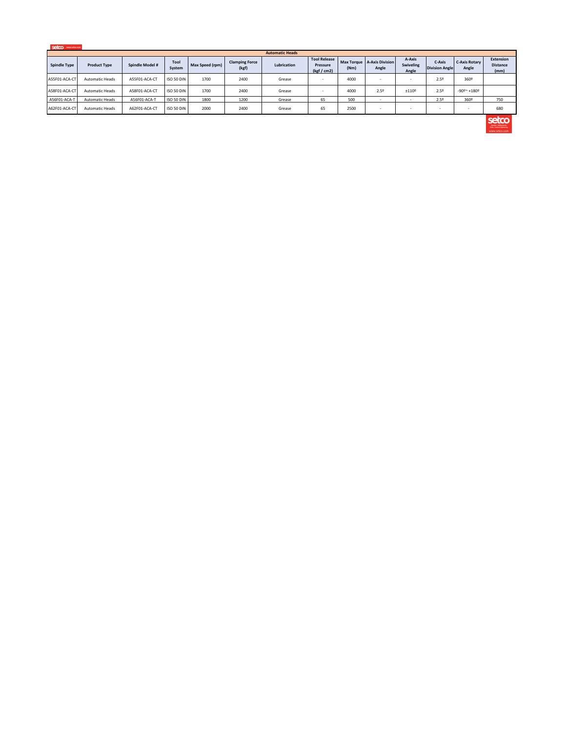| Automatic Heads | | | | | | | | | | | | | | |
|---|---|---|---|---|---|---|---|---|---|---|---|---|---|---|
| Spindle Type | Product Type | Spindle Model # | Tool System | Max Speed (rpm) | Clamping Force (kgf) | Lubrication | Tool Release Pressure (kgf / cm2) | Max Torque (Nm) | A-Axis Division Angle | A-Axis Swiveling Angle | C-Axis Division Angle | C-Axis Rotary Angle | Extension Distance (mm) |
| A55F01-ACA-CT | Automatic Heads | A55F01-ACA-CT | ISO 50 DIN | 1700 | 2400 | Grease | - | 4000 | - | - | 2.5º | 360º | |
| A58F01-ACA-CT | Automatic Heads | A58F01-ACA-CT | ISO 50 DIN | 1700 | 2400 | Grease | - | 4000 | 2.5º | ±110º | 2.5º | -90º~ +180º | |
| A56F01-ACA-T | Automatic Heads | A56F01-ACA-T | ISO 50 DIN | 1800 | 1200 | Grease | 65 | 500 | - | - | 2.5º | 360º | 750 |
| A62F01-ACA-CT | Automatic Heads | A62F01-ACA-CT | ISO 50 DIN | 2000 | 2400 | Grease | 65 | 2500 | - | - | - | - | 680 |